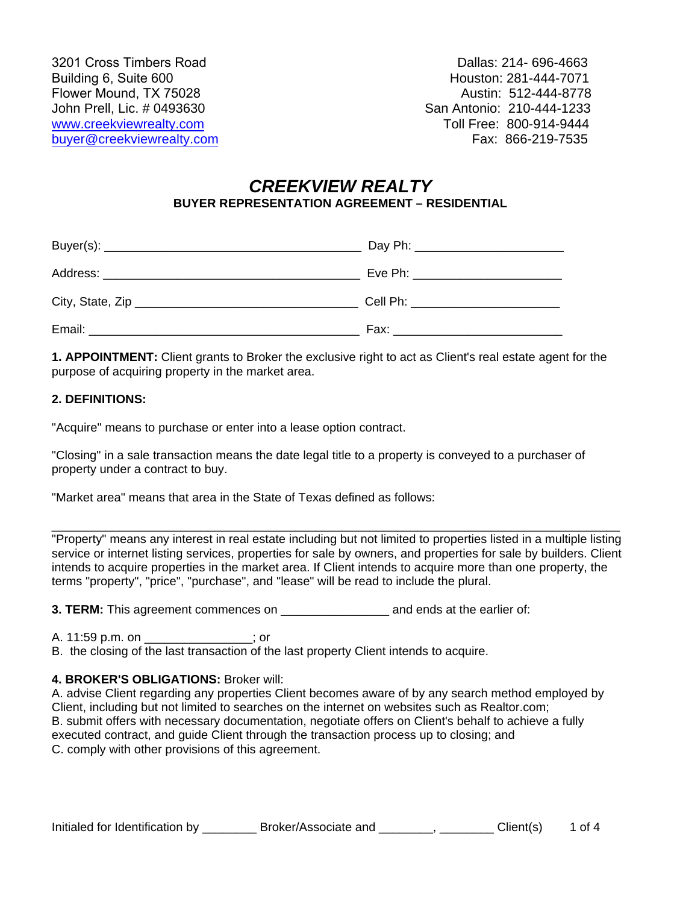3201 Cross Timbers Road
Building 6, Suite 600
Flower Mound, TX 75028
John Prell, Lic. # 0493630
www.creekviewrealty.com
buyer@creekviewrealty.com

Dallas: 214- 696-4663
Houston: 281-444-7071
Austin: 512-444-8778
San Antonio: 210-444-1233
Toll Free: 800-914-9444
Fax: 866-219-7535

# *CREEKVIEW REALTY*

## BUYER REPRESENTATION AGREEMENT – RESIDENTIAL

Buyer(s): ______________________________________ Day Ph: ______________________

Address: ______________________________________ Eve Ph: ______________________

City, State, Zip _________________________________ Cell Ph: ______________________

Email: ________________________________________ Fax: _________________________

**1. APPOINTMENT:** Client grants to Broker the exclusive right to act as Client's real estate agent for the purpose of acquiring property in the market area.

**2. DEFINITIONS:**

"Acquire" means to purchase or enter into a lease option contract.

"Closing" in a sale transaction means the date legal title to a property is conveyed to a purchaser of property under a contract to buy.

"Market area" means that area in the State of Texas defined as follows:

_____________________________________________________________________________

"Property" means any interest in real estate including but not limited to properties listed in a multiple listing service or internet listing services, properties for sale by owners, and properties for sale by builders. Client intends to acquire properties in the market area. If Client intends to acquire more than one property, the terms "property", "price", "purchase", and "lease" will be read to include the plural.

**3. TERM:** This agreement commences on ________________ and ends at the earlier of:

A. 11:59 p.m. on ________________; or
B. the closing of the last transaction of the last property Client intends to acquire.

**4. BROKER'S OBLIGATIONS:** Broker will:
A. advise Client regarding any properties Client becomes aware of by any search method employed by Client, including but not limited to searches on the internet on websites such as Realtor.com;
B. submit offers with necessary documentation, negotiate offers on Client's behalf to achieve a fully executed contract, and guide Client through the transaction process up to closing; and
C. comply with other provisions of this agreement.

Initialed for Identification by ________ Broker/Associate and ________, ________ Client(s)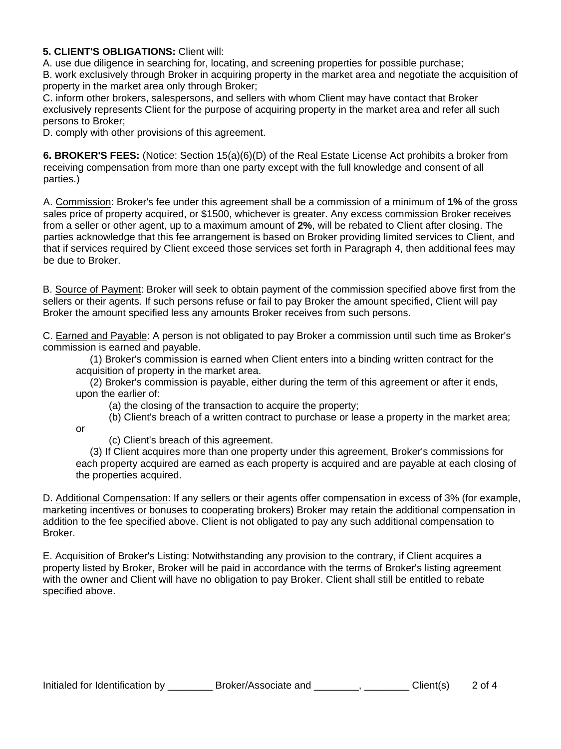**5. CLIENT'S OBLIGATIONS:** Client will:

A. use due diligence in searching for, locating, and screening properties for possible purchase;

B. work exclusively through Broker in acquiring property in the market area and negotiate the acquisition of property in the market area only through Broker;

C. inform other brokers, salespersons, and sellers with whom Client may have contact that Broker exclusively represents Client for the purpose of acquiring property in the market area and refer all such persons to Broker;

D. comply with other provisions of this agreement.

**6. BROKER'S FEES:** (Notice: Section 15(a)(6)(D) of the Real Estate License Act prohibits a broker from receiving compensation from more than one party except with the full knowledge and consent of all parties.)

A. Commission: Broker's fee under this agreement shall be a commission of a minimum of **1%** of the gross sales price of property acquired, or $1500, whichever is greater. Any excess commission Broker receives from a seller or other agent, up to a maximum amount of **2%**, will be rebated to Client after closing. The parties acknowledge that this fee arrangement is based on Broker providing limited services to Client, and that if services required by Client exceed those services set forth in Paragraph 4, then additional fees may be due to Broker.

B. Source of Payment: Broker will seek to obtain payment of the commission specified above first from the sellers or their agents. If such persons refuse or fail to pay Broker the amount specified, Client will pay Broker the amount specified less any amounts Broker receives from such persons.

C. Earned and Payable: A person is not obligated to pay Broker a commission until such time as Broker's commission is earned and payable.

(1) Broker's commission is earned when Client enters into a binding written contract for the acquisition of property in the market area.

(2) Broker's commission is payable, either during the term of this agreement or after it ends, upon the earlier of:

(a) the closing of the transaction to acquire the property;

(b) Client's breach of a written contract to purchase or lease a property in the market area; or

(c) Client's breach of this agreement.

(3) If Client acquires more than one property under this agreement, Broker's commissions for each property acquired are earned as each property is acquired and are payable at each closing of the properties acquired.

D. Additional Compensation: If any sellers or their agents offer compensation in excess of 3% (for example, marketing incentives or bonuses to cooperating brokers) Broker may retain the additional compensation in addition to the fee specified above. Client is not obligated to pay any such additional compensation to Broker.

E. Acquisition of Broker's Listing: Notwithstanding any provision to the contrary, if Client acquires a property listed by Broker, Broker will be paid in accordance with the terms of Broker's listing agreement with the owner and Client will have no obligation to pay Broker. Client shall still be entitled to rebate specified above.

Initialed for Identification by ________ Broker/Associate and ________, ________ Client(s)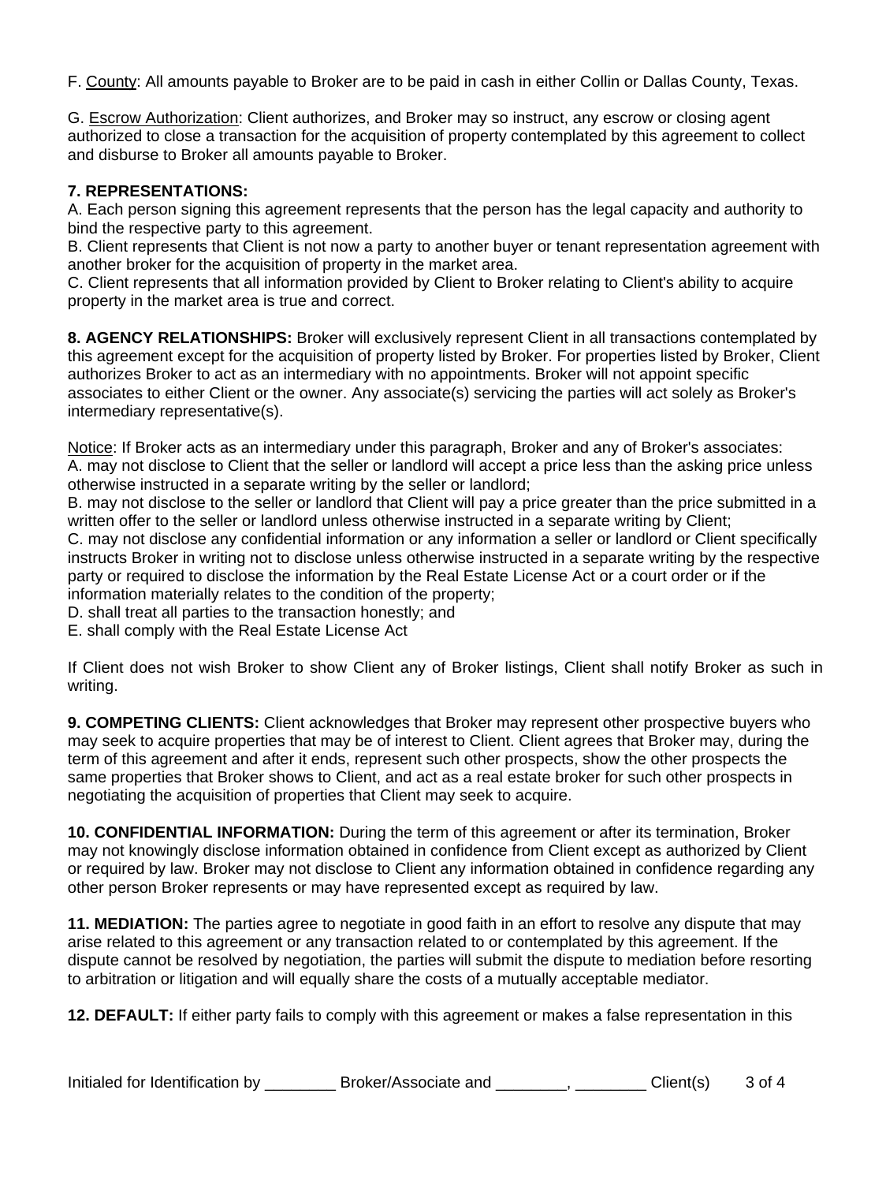F. <u>County</u>: All amounts payable to Broker are to be paid in cash in either Collin or Dallas County, Texas.

G. <u>Escrow Authorization</u>: Client authorizes, and Broker may so instruct, any escrow or closing agent authorized to close a transaction for the acquisition of property contemplated by this agreement to collect and disburse to Broker all amounts payable to Broker.

**7. REPRESENTATIONS:**
A. Each person signing this agreement represents that the person has the legal capacity and authority to bind the respective party to this agreement.
B. Client represents that Client is not now a party to another buyer or tenant representation agreement with another broker for the acquisition of property in the market area.
C. Client represents that all information provided by Client to Broker relating to Client's ability to acquire property in the market area is true and correct.

**8. AGENCY RELATIONSHIPS:** Broker will exclusively represent Client in all transactions contemplated by this agreement except for the acquisition of property listed by Broker. For properties listed by Broker, Client authorizes Broker to act as an intermediary with no appointments. Broker will not appoint specific associates to either Client or the owner. Any associate(s) servicing the parties will act solely as Broker's intermediary representative(s).

<u>Notice</u>: If Broker acts as an intermediary under this paragraph, Broker and any of Broker's associates:
A. may not disclose to Client that the seller or landlord will accept a price less than the asking price unless otherwise instructed in a separate writing by the seller or landlord;
B. may not disclose to the seller or landlord that Client will pay a price greater than the price submitted in a written offer to the seller or landlord unless otherwise instructed in a separate writing by Client;
C. may not disclose any confidential information or any information a seller or landlord or Client specifically instructs Broker in writing not to disclose unless otherwise instructed in a separate writing by the respective party or required to disclose the information by the Real Estate License Act or a court order or if the information materially relates to the condition of the property;
D. shall treat all parties to the transaction honestly; and
E. shall comply with the Real Estate License Act

If Client does not wish Broker to show Client any of Broker listings, Client shall notify Broker as such in writing.

**9. COMPETING CLIENTS:** Client acknowledges that Broker may represent other prospective buyers who may seek to acquire properties that may be of interest to Client. Client agrees that Broker may, during the term of this agreement and after it ends, represent such other prospects, show the other prospects the same properties that Broker shows to Client, and act as a real estate broker for such other prospects in negotiating the acquisition of properties that Client may seek to acquire.

**10. CONFIDENTIAL INFORMATION:** During the term of this agreement or after its termination, Broker may not knowingly disclose information obtained in confidence from Client except as authorized by Client or required by law. Broker may not disclose to Client any information obtained in confidence regarding any other person Broker represents or may have represented except as required by law.

**11. MEDIATION:** The parties agree to negotiate in good faith in an effort to resolve any dispute that may arise related to this agreement or any transaction related to or contemplated by this agreement. If the dispute cannot be resolved by negotiation, the parties will submit the dispute to mediation before resorting to arbitration or litigation and will equally share the costs of a mutually acceptable mediator.

**12. DEFAULT:** If either party fails to comply with this agreement or makes a false representation in this

Initialed for Identification by ________ Broker/Associate and ________, ________ Client(s)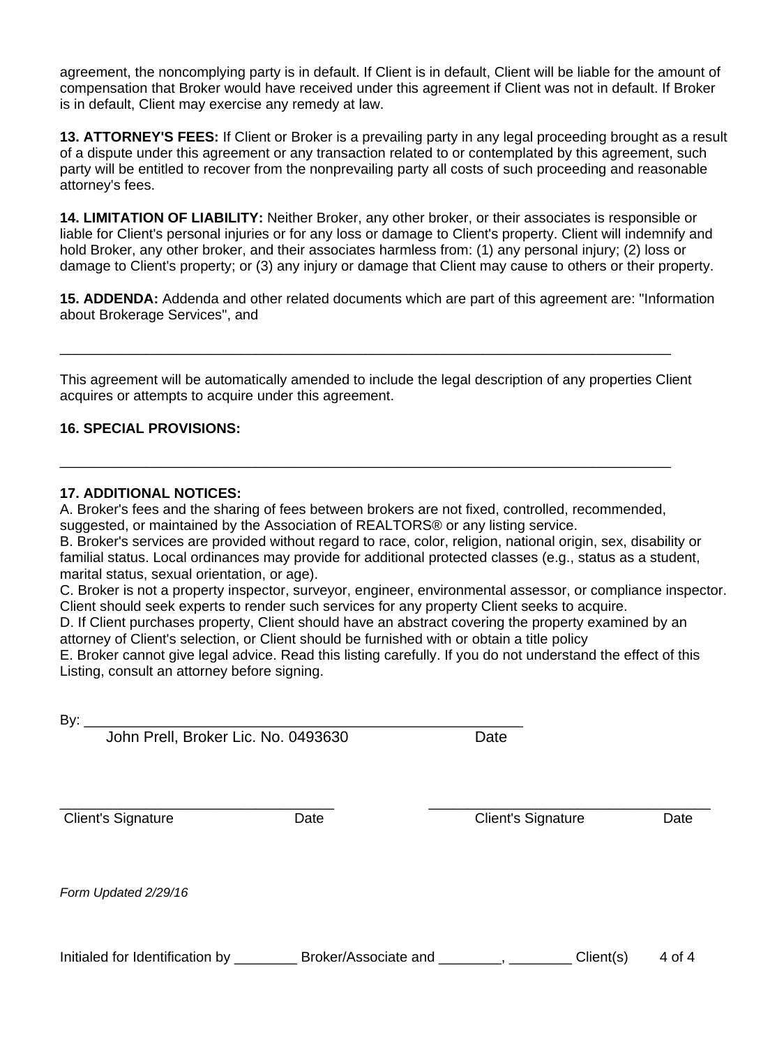agreement, the noncomplying party is in default. If Client is in default, Client will be liable for the amount of compensation that Broker would have received under this agreement if Client was not in default. If Broker is in default, Client may exercise any remedy at law.

**13. ATTORNEY'S FEES:** If Client or Broker is a prevailing party in any legal proceeding brought as a result of a dispute under this agreement or any transaction related to or contemplated by this agreement, such party will be entitled to recover from the nonprevailing party all costs of such proceeding and reasonable attorney's fees.

**14. LIMITATION OF LIABILITY:** Neither Broker, any other broker, or their associates is responsible or liable for Client's personal injuries or for any loss or damage to Client's property. Client will indemnify and hold Broker, any other broker, and their associates harmless from: (1) any personal injury; (2) loss or damage to Client's property; or (3) any injury or damage that Client may cause to others or their property.

**15. ADDENDA:** Addenda and other related documents which are part of this agreement are: "Information about Brokerage Services", and

________________________________________________________________________________

This agreement will be automatically amended to include the legal description of any properties Client acquires or attempts to acquire under this agreement.

**16. SPECIAL PROVISIONS:**

________________________________________________________________________________

**17. ADDITIONAL NOTICES:**
A. Broker's fees and the sharing of fees between brokers are not fixed, controlled, recommended, suggested, or maintained by the Association of REALTORS® or any listing service.
B. Broker's services are provided without regard to race, color, religion, national origin, sex, disability or familial status. Local ordinances may provide for additional protected classes (e.g., status as a student, marital status, sexual orientation, or age).
C. Broker is not a property inspector, surveyor, engineer, environmental assessor, or compliance inspector. Client should seek experts to render such services for any property Client seeks to acquire.
D. If Client purchases property, Client should have an abstract covering the property examined by an attorney of Client's selection, or Client should be furnished with or obtain a title policy
E. Broker cannot give legal advice. Read this listing carefully. If you do not understand the effect of this Listing, consult an attorney before signing.

By: ________________________________________________________
John Prell, Broker Lic. No. 0493630 Date

________________________________ ________________________________
Client's Signature Date Client's Signature Date

*Form Updated 2/29/16*

Initialed for Identification by ________ Broker/Associate and ________, ________ Client(s)